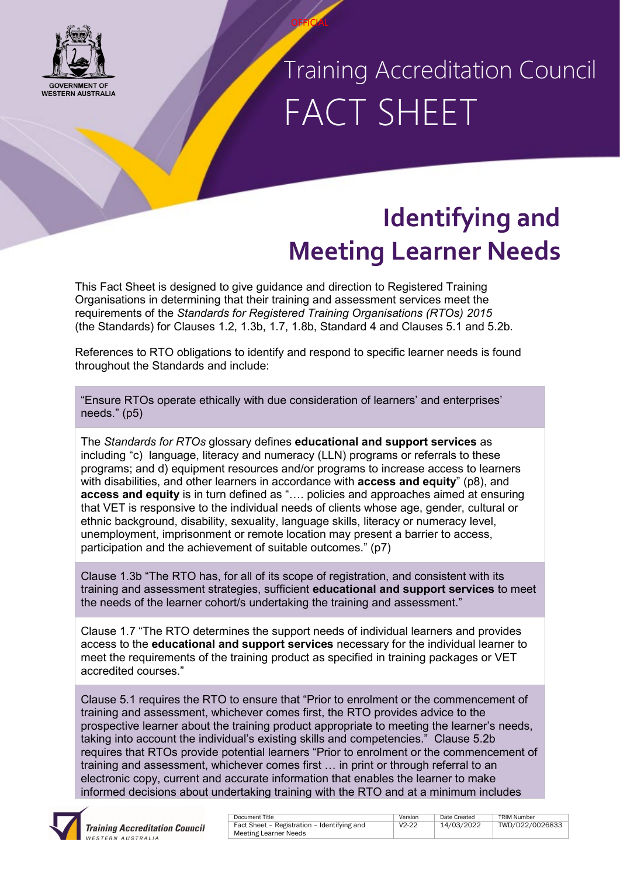Training Accreditation Council
FACT SHEET

# Identifying and Meeting Learner Needs

This Fact Sheet is designed to give guidance and direction to Registered Training Organisations in determining that their training and assessment services meet the requirements of the *Standards for Registered Training Organisations (RTOs) 2015* (the Standards) for Clauses 1.2, 1.3b, 1.7, 1.8b, Standard 4 and Clauses 5.1 and 5.2b.

References to RTO obligations to identify and respond to specific learner needs is found throughout the Standards and include:

"Ensure RTOs operate ethically with due consideration of learners' and enterprises' needs." (p5)

The *Standards for RTOs* glossary defines **educational and support services** as including "c) language, literacy and numeracy (LLN) programs or referrals to these programs; and d) equipment resources and/or programs to increase access to learners with disabilities, and other learners in accordance with **access and equity**" (p8), and **access and equity** is in turn defined as "…. policies and approaches aimed at ensuring that VET is responsive to the individual needs of clients whose age, gender, cultural or ethnic background, disability, sexuality, language skills, literacy or numeracy level, unemployment, imprisonment or remote location may present a barrier to access, participation and the achievement of suitable outcomes." (p7)

Clause 1.3b "The RTO has, for all of its scope of registration, and consistent with its training and assessment strategies, sufficient **educational and support services** to meet the needs of the learner cohort/s undertaking the training and assessment."

Clause 1.7 "The RTO determines the support needs of individual learners and provides access to the **educational and support services** necessary for the individual learner to meet the requirements of the training product as specified in training packages or VET accredited courses."

Clause 5.1 requires the RTO to ensure that "Prior to enrolment or the commencement of training and assessment, whichever comes first, the RTO provides advice to the prospective learner about the training product appropriate to meeting the learner's needs, taking into account the individual's existing skills and competencies." Clause 5.2b requires that RTOs provide potential learners "Prior to enrolment or the commencement of training and assessment, whichever comes first … in print or through referral to an electronic copy, current and accurate information that enables the learner to make informed decisions about undertaking training with the RTO and at a minimum includes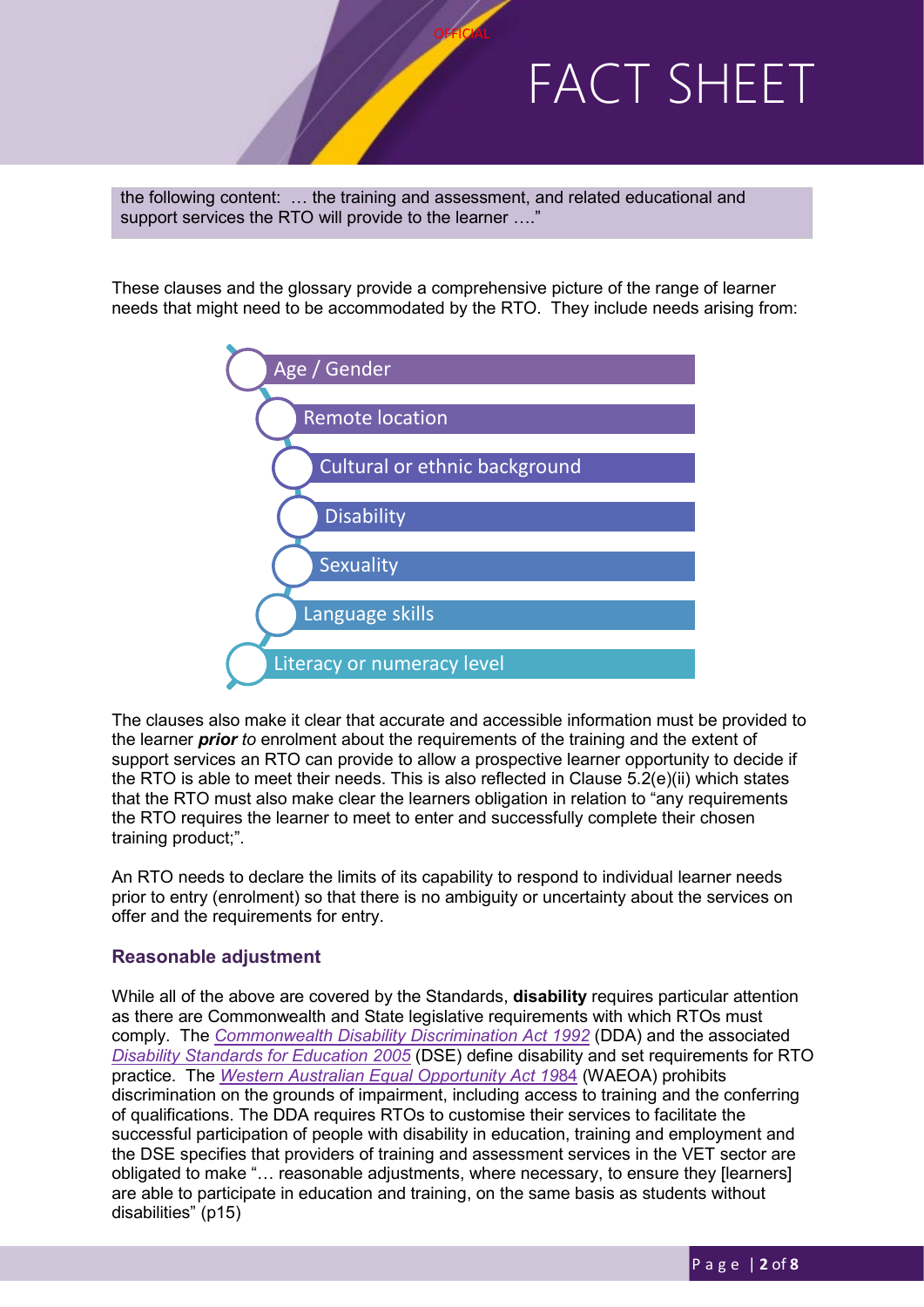the following content: … the training and assessment, and related educational and support services the RTO will provide to the learner ….”

These clauses and the glossary provide a comprehensive picture of the range of learner needs that might need to be accommodated by the RTO. They include needs arising from:

- Age / Gender
- Remote location
- Cultural or ethnic background
- Disability
- Sexuality
- Language skills
- Literacy or numeracy level

The clauses also make it clear that accurate and accessible information must be provided to the learner ***prior*** *to* enrolment about the requirements of the training and the extent of support services an RTO can provide to allow a prospective learner opportunity to decide if the RTO is able to meet their needs. This is also reflected in Clause 5.2(e)(ii) which states that the RTO must also make clear the learners obligation in relation to “any requirements the RTO requires the learner to meet to enter and successfully complete their chosen training product;”.

An RTO needs to declare the limits of its capability to respond to individual learner needs prior to entry (enrolment) so that there is no ambiguity or uncertainty about the services on offer and the requirements for entry.

### Reasonable adjustment

While all of the above are covered by the Standards, **disability** requires particular attention as there are Commonwealth and State legislative requirements with which RTOs must comply. The *Commonwealth Disability Discrimination Act 1992* (DDA) and the associated *Disability Standards for Education 2005* (DSE) define disability and set requirements for RTO practice. The *Western Australian Equal Opportunity Act 1984* (WAEOA) prohibits discrimination on the grounds of impairment, including access to training and the conferring of qualifications. The DDA requires RTOs to customise their services to facilitate the successful participation of people with disability in education, training and employment and the DSE specifies that providers of training and assessment services in the VET sector are obligated to make “… reasonable adjustments, where necessary, to ensure they [learners] are able to participate in education and training, on the same basis as students without disabilities” (p15)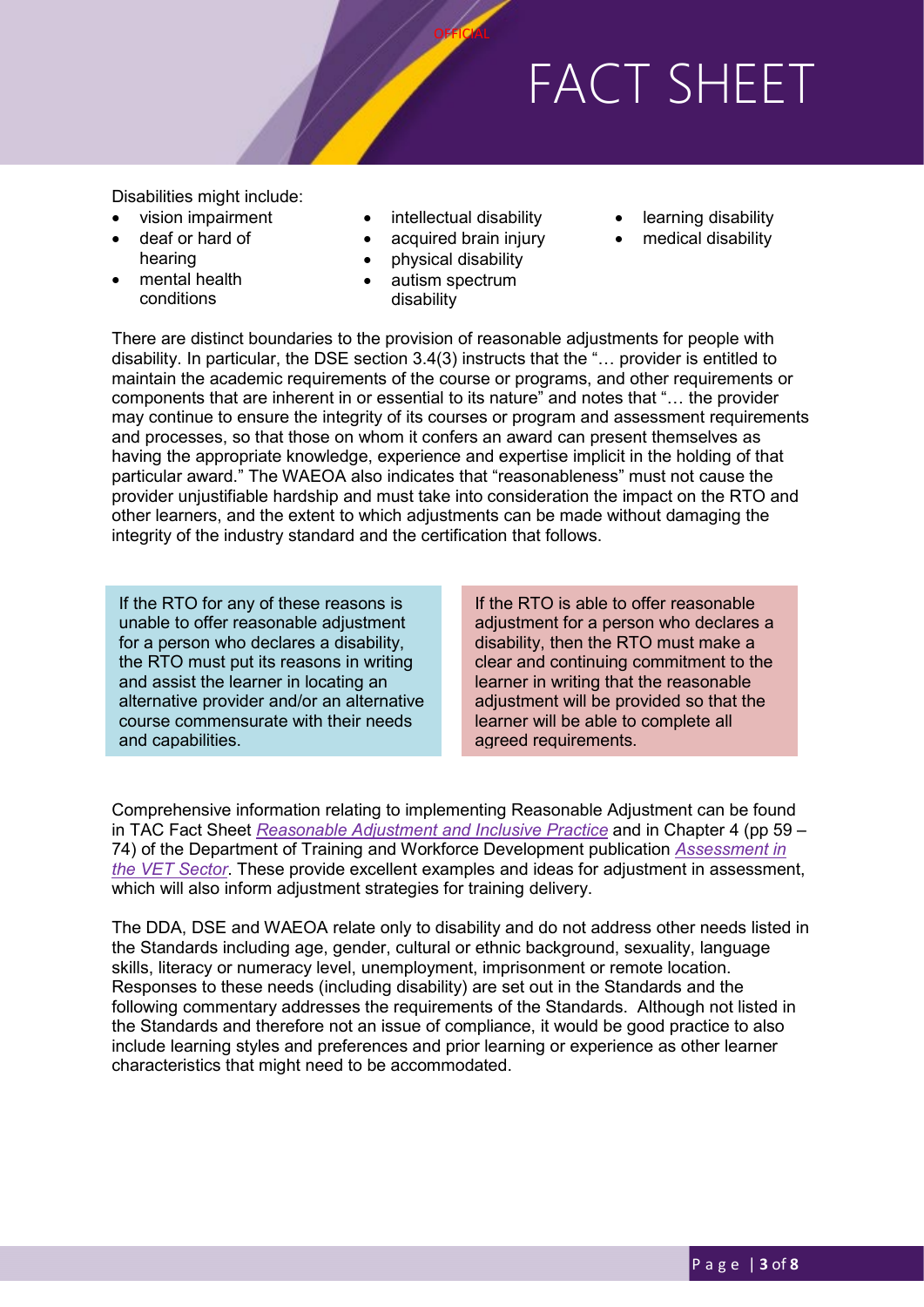Disabilities might include:

- vision impairment
- deaf or hard of hearing
- mental health conditions
- intellectual disability
- acquired brain injury
- physical disability
- autism spectrum disability
- learning disability
- medical disability

There are distinct boundaries to the provision of reasonable adjustments for people with disability. In particular, the DSE section 3.4(3) instructs that the "… provider is entitled to maintain the academic requirements of the course or programs, and other requirements or components that are inherent in or essential to its nature" and notes that "… the provider may continue to ensure the integrity of its courses or program and assessment requirements and processes, so that those on whom it confers an award can present themselves as having the appropriate knowledge, experience and expertise implicit in the holding of that particular award." The WAEOA also indicates that "reasonableness" must not cause the provider unjustifiable hardship and must take into consideration the impact on the RTO and other learners, and the extent to which adjustments can be made without damaging the integrity of the industry standard and the certification that follows.

If the RTO for any of these reasons is unable to offer reasonable adjustment for a person who declares a disability, the RTO must put its reasons in writing and assist the learner in locating an alternative provider and/or an alternative course commensurate with their needs and capabilities.

If the RTO is able to offer reasonable adjustment for a person who declares a disability, then the RTO must make a clear and continuing commitment to the learner in writing that the reasonable adjustment will be provided so that the learner will be able to complete all agreed requirements.

Comprehensive information relating to implementing Reasonable Adjustment can be found in TAC Fact Sheet *Reasonable Adjustment and Inclusive Practice* and in Chapter 4 (pp 59 – 74) of the Department of Training and Workforce Development publication *Assessment in the VET Sector*. These provide excellent examples and ideas for adjustment in assessment, which will also inform adjustment strategies for training delivery.

The DDA, DSE and WAEOA relate only to disability and do not address other needs listed in the Standards including age, gender, cultural or ethnic background, sexuality, language skills, literacy or numeracy level, unemployment, imprisonment or remote location. Responses to these needs (including disability) are set out in the Standards and the following commentary addresses the requirements of the Standards. Although not listed in the Standards and therefore not an issue of compliance, it would be good practice to also include learning styles and preferences and prior learning or experience as other learner characteristics that might need to be accommodated.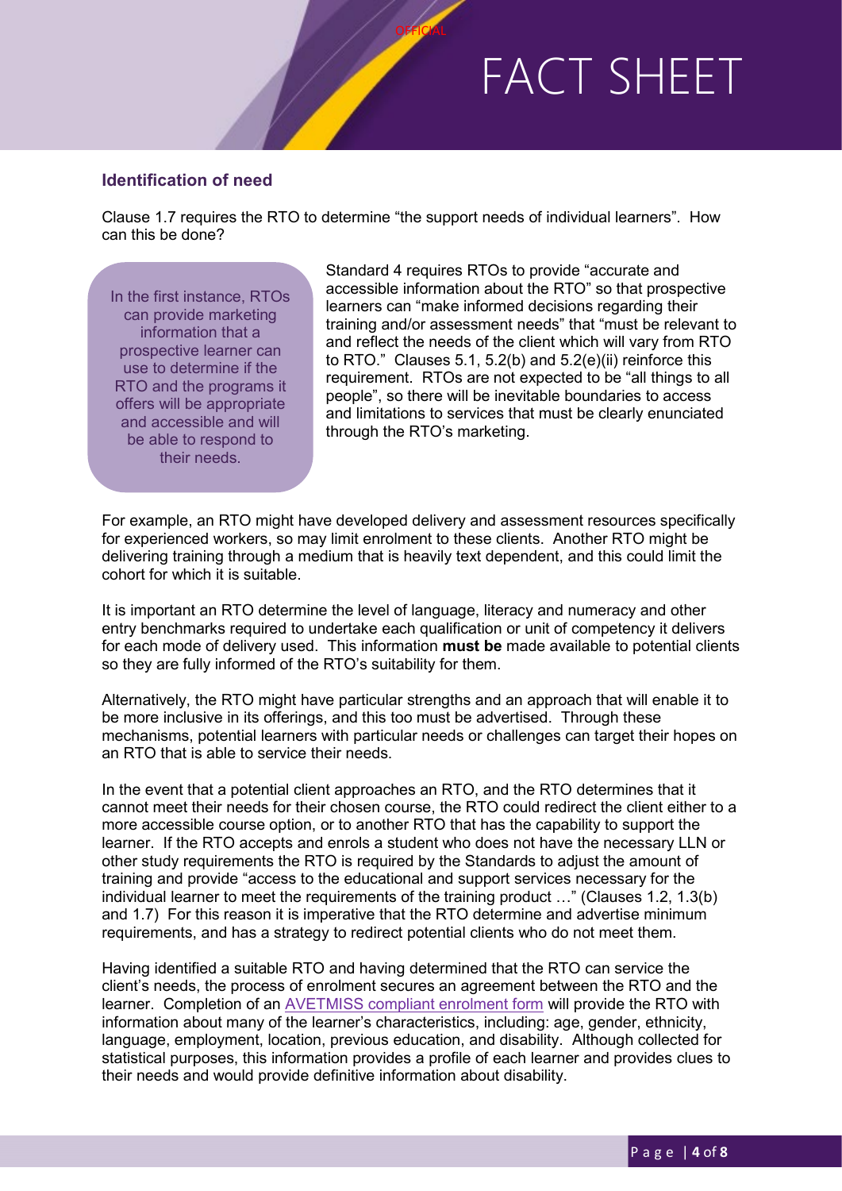## Identification of need

Clause 1.7 requires the RTO to determine "the support needs of individual learners". How can this be done?

> In the first instance, RTOs can provide marketing information that a prospective learner can use to determine if the RTO and the programs it offers will be appropriate and accessible and will be able to respond to their needs.

Standard 4 requires RTOs to provide "accurate and accessible information about the RTO" so that prospective learners can "make informed decisions regarding their training and/or assessment needs" that "must be relevant to and reflect the needs of the client which will vary from RTO to RTO." Clauses 5.1, 5.2(b) and 5.2(e)(ii) reinforce this requirement. RTOs are not expected to be "all things to all people", so there will be inevitable boundaries to access and limitations to services that must be clearly enunciated through the RTO's marketing.

For example, an RTO might have developed delivery and assessment resources specifically for experienced workers, so may limit enrolment to these clients. Another RTO might be delivering training through a medium that is heavily text dependent, and this could limit the cohort for which it is suitable.

It is important an RTO determine the level of language, literacy and numeracy and other entry benchmarks required to undertake each qualification or unit of competency it delivers for each mode of delivery used. This information **must be** made available to potential clients so they are fully informed of the RTO's suitability for them.

Alternatively, the RTO might have particular strengths and an approach that will enable it to be more inclusive in its offerings, and this too must be advertised. Through these mechanisms, potential learners with particular needs or challenges can target their hopes on an RTO that is able to service their needs.

In the event that a potential client approaches an RTO, and the RTO determines that it cannot meet their needs for their chosen course, the RTO could redirect the client either to a more accessible course option, or to another RTO that has the capability to support the learner. If the RTO accepts and enrols a student who does not have the necessary LLN or other study requirements the RTO is required by the Standards to adjust the amount of training and provide "access to the educational and support services necessary for the individual learner to meet the requirements of the training product …" (Clauses 1.2, 1.3(b) and 1.7) For this reason it is imperative that the RTO determine and advertise minimum requirements, and has a strategy to redirect potential clients who do not meet them.

Having identified a suitable RTO and having determined that the RTO can service the client's needs, the process of enrolment secures an agreement between the RTO and the learner. Completion of an AVETMISS compliant enrolment form will provide the RTO with information about many of the learner's characteristics, including: age, gender, ethnicity, language, employment, location, previous education, and disability. Although collected for statistical purposes, this information provides a profile of each learner and provides clues to their needs and would provide definitive information about disability.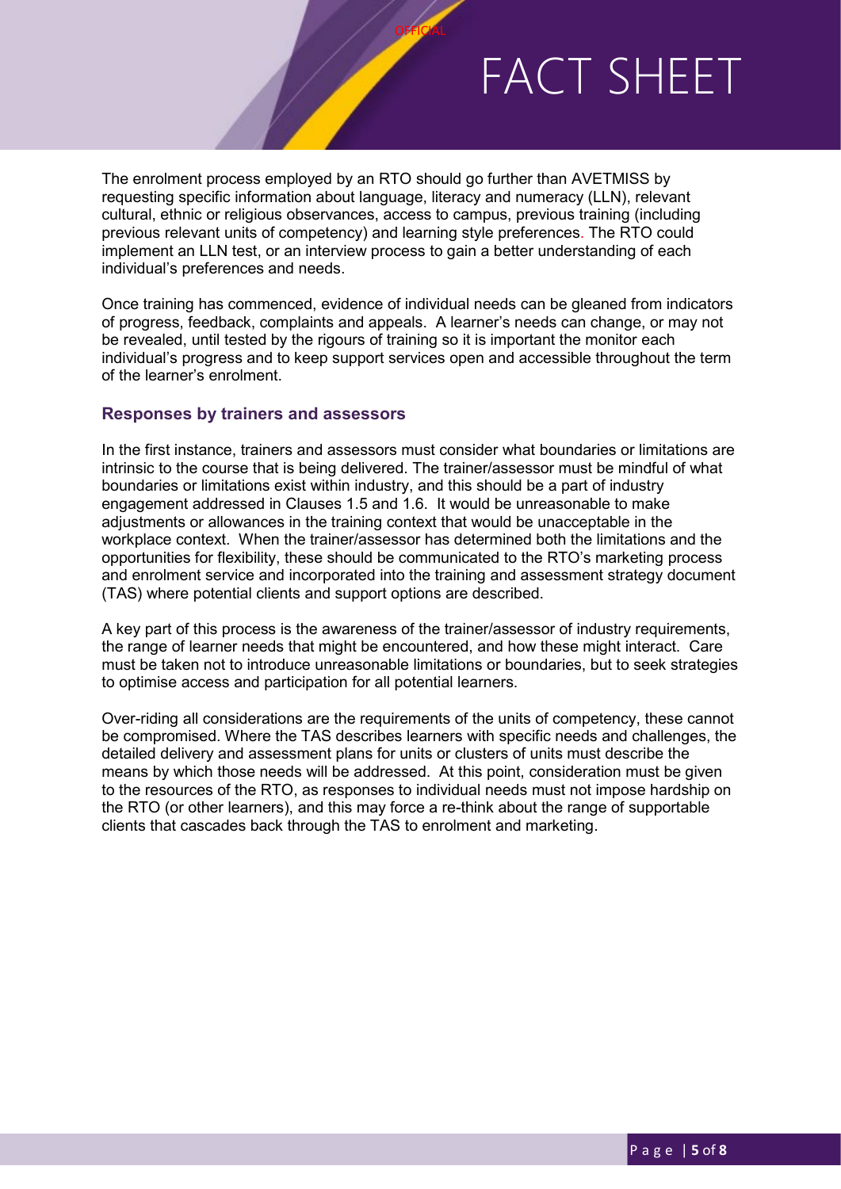The enrolment process employed by an RTO should go further than AVETMISS by requesting specific information about language, literacy and numeracy (LLN), relevant cultural, ethnic or religious observances, access to campus, previous training (including previous relevant units of competency) and learning style preferences. The RTO could implement an LLN test, or an interview process to gain a better understanding of each individual's preferences and needs.

Once training has commenced, evidence of individual needs can be gleaned from indicators of progress, feedback, complaints and appeals. A learner's needs can change, or may not be revealed, until tested by the rigours of training so it is important the monitor each individual's progress and to keep support services open and accessible throughout the term of the learner's enrolment.

### Responses by trainers and assessors

In the first instance, trainers and assessors must consider what boundaries or limitations are intrinsic to the course that is being delivered. The trainer/assessor must be mindful of what boundaries or limitations exist within industry, and this should be a part of industry engagement addressed in Clauses 1.5 and 1.6. It would be unreasonable to make adjustments or allowances in the training context that would be unacceptable in the workplace context. When the trainer/assessor has determined both the limitations and the opportunities for flexibility, these should be communicated to the RTO's marketing process and enrolment service and incorporated into the training and assessment strategy document (TAS) where potential clients and support options are described.

A key part of this process is the awareness of the trainer/assessor of industry requirements, the range of learner needs that might be encountered, and how these might interact. Care must be taken not to introduce unreasonable limitations or boundaries, but to seek strategies to optimise access and participation for all potential learners.

Over-riding all considerations are the requirements of the units of competency, these cannot be compromised. Where the TAS describes learners with specific needs and challenges, the detailed delivery and assessment plans for units or clusters of units must describe the means by which those needs will be addressed. At this point, consideration must be given to the resources of the RTO, as responses to individual needs must not impose hardship on the RTO (or other learners), and this may force a re-think about the range of supportable clients that cascades back through the TAS to enrolment and marketing.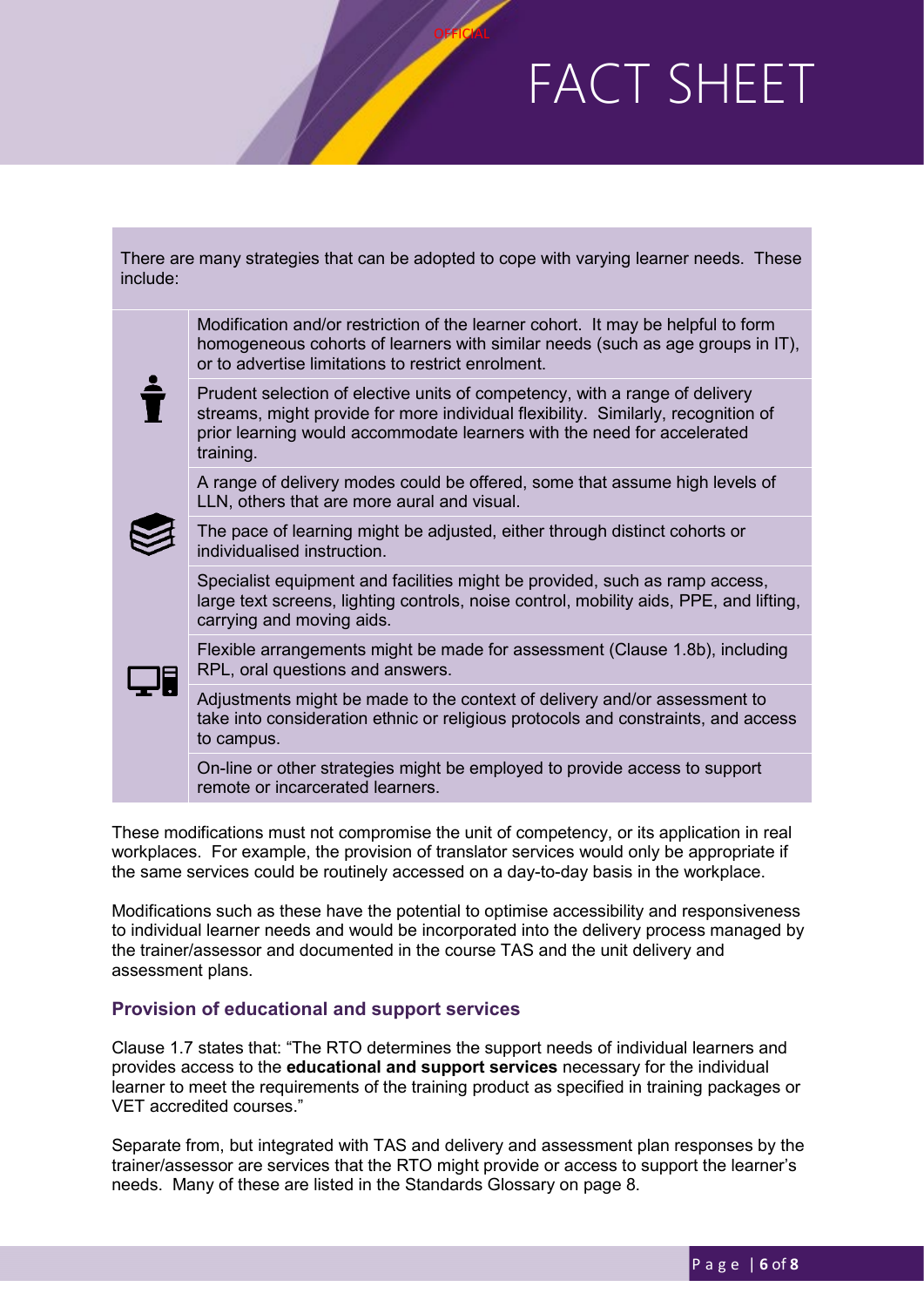There are many strategies that can be adopted to cope with varying learner needs. These include:

- Modification and/or restriction of the learner cohort. It may be helpful to form homogeneous cohorts of learners with similar needs (such as age groups in IT), or to advertise limitations to restrict enrolment.
- Prudent selection of elective units of competency, with a range of delivery streams, might provide for more individual flexibility. Similarly, recognition of prior learning would accommodate learners with the need for accelerated training.
- A range of delivery modes could be offered, some that assume high levels of LLN, others that are more aural and visual.
- The pace of learning might be adjusted, either through distinct cohorts or individualised instruction.
- Specialist equipment and facilities might be provided, such as ramp access, large text screens, lighting controls, noise control, mobility aids, PPE, and lifting, carrying and moving aids.
- Flexible arrangements might be made for assessment (Clause 1.8b), including RPL, oral questions and answers.
- Adjustments might be made to the context of delivery and/or assessment to take into consideration ethnic or religious protocols and constraints, and access to campus.
- On-line or other strategies might be employed to provide access to support remote or incarcerated learners.

These modifications must not compromise the unit of competency, or its application in real workplaces. For example, the provision of translator services would only be appropriate if the same services could be routinely accessed on a day-to-day basis in the workplace.

Modifications such as these have the potential to optimise accessibility and responsiveness to individual learner needs and would be incorporated into the delivery process managed by the trainer/assessor and documented in the course TAS and the unit delivery and assessment plans.

### Provision of educational and support services

Clause 1.7 states that: "The RTO determines the support needs of individual learners and provides access to the **educational and support services** necessary for the individual learner to meet the requirements of the training product as specified in training packages or VET accredited courses."

Separate from, but integrated with TAS and delivery and assessment plan responses by the trainer/assessor are services that the RTO might provide or access to support the learner's needs. Many of these are listed in the Standards Glossary on page 8.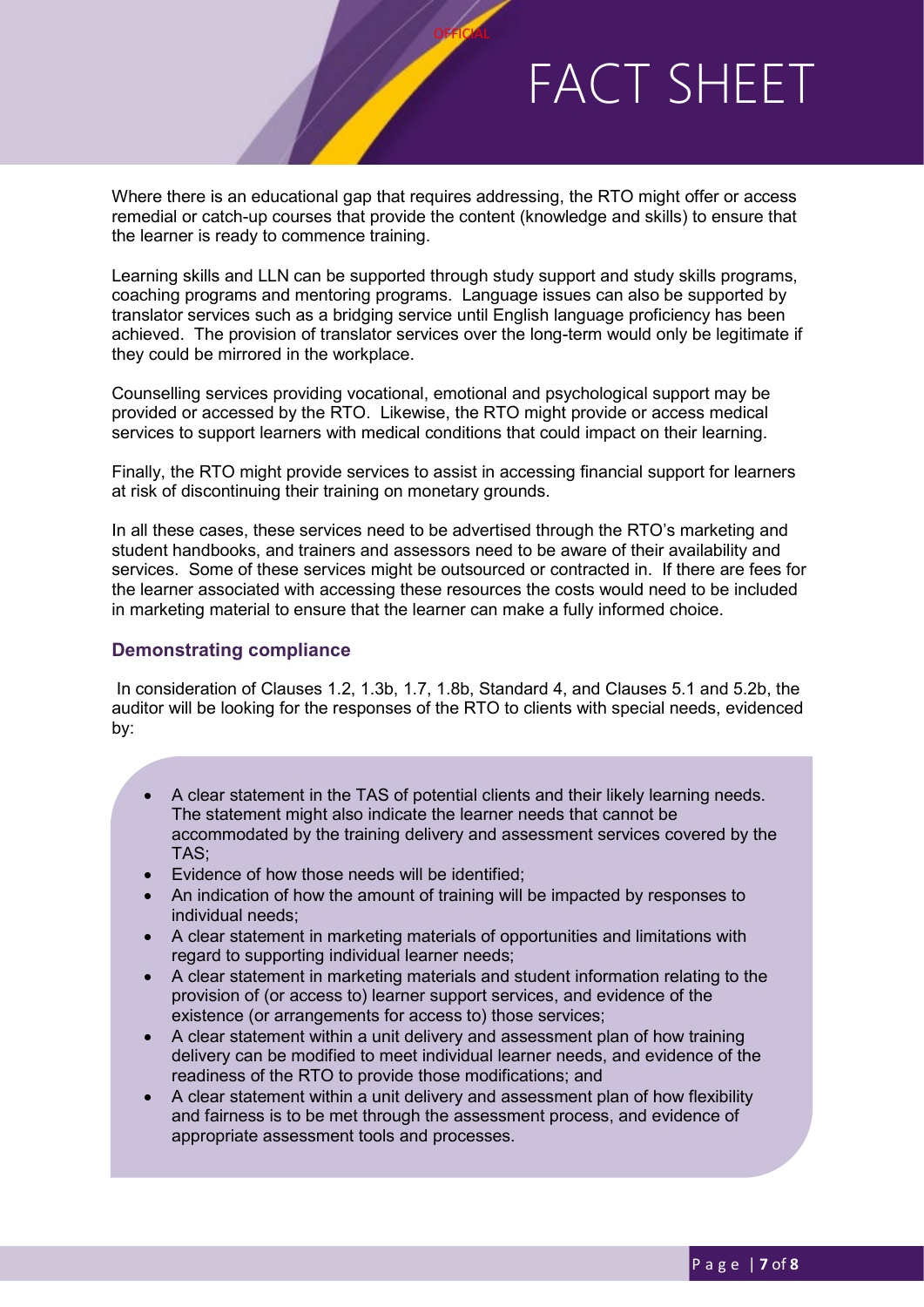Where there is an educational gap that requires addressing, the RTO might offer or access remedial or catch-up courses that provide the content (knowledge and skills) to ensure that the learner is ready to commence training.

Learning skills and LLN can be supported through study support and study skills programs, coaching programs and mentoring programs. Language issues can also be supported by translator services such as a bridging service until English language proficiency has been achieved. The provision of translator services over the long-term would only be legitimate if they could be mirrored in the workplace.

Counselling services providing vocational, emotional and psychological support may be provided or accessed by the RTO. Likewise, the RTO might provide or access medical services to support learners with medical conditions that could impact on their learning.

Finally, the RTO might provide services to assist in accessing financial support for learners at risk of discontinuing their training on monetary grounds.

In all these cases, these services need to be advertised through the RTO's marketing and student handbooks, and trainers and assessors need to be aware of their availability and services. Some of these services might be outsourced or contracted in. If there are fees for the learner associated with accessing these resources the costs would need to be included in marketing material to ensure that the learner can make a fully informed choice.

### Demonstrating compliance

In consideration of Clauses 1.2, 1.3b, 1.7, 1.8b, Standard 4, and Clauses 5.1 and 5.2b, the auditor will be looking for the responses of the RTO to clients with special needs, evidenced by:

- A clear statement in the TAS of potential clients and their likely learning needs. The statement might also indicate the learner needs that cannot be accommodated by the training delivery and assessment services covered by the TAS;
- Evidence of how those needs will be identified;
- An indication of how the amount of training will be impacted by responses to individual needs;
- A clear statement in marketing materials of opportunities and limitations with regard to supporting individual learner needs;
- A clear statement in marketing materials and student information relating to the provision of (or access to) learner support services, and evidence of the existence (or arrangements for access to) those services;
- A clear statement within a unit delivery and assessment plan of how training delivery can be modified to meet individual learner needs, and evidence of the readiness of the RTO to provide those modifications; and
- A clear statement within a unit delivery and assessment plan of how flexibility and fairness is to be met through the assessment process, and evidence of appropriate assessment tools and processes.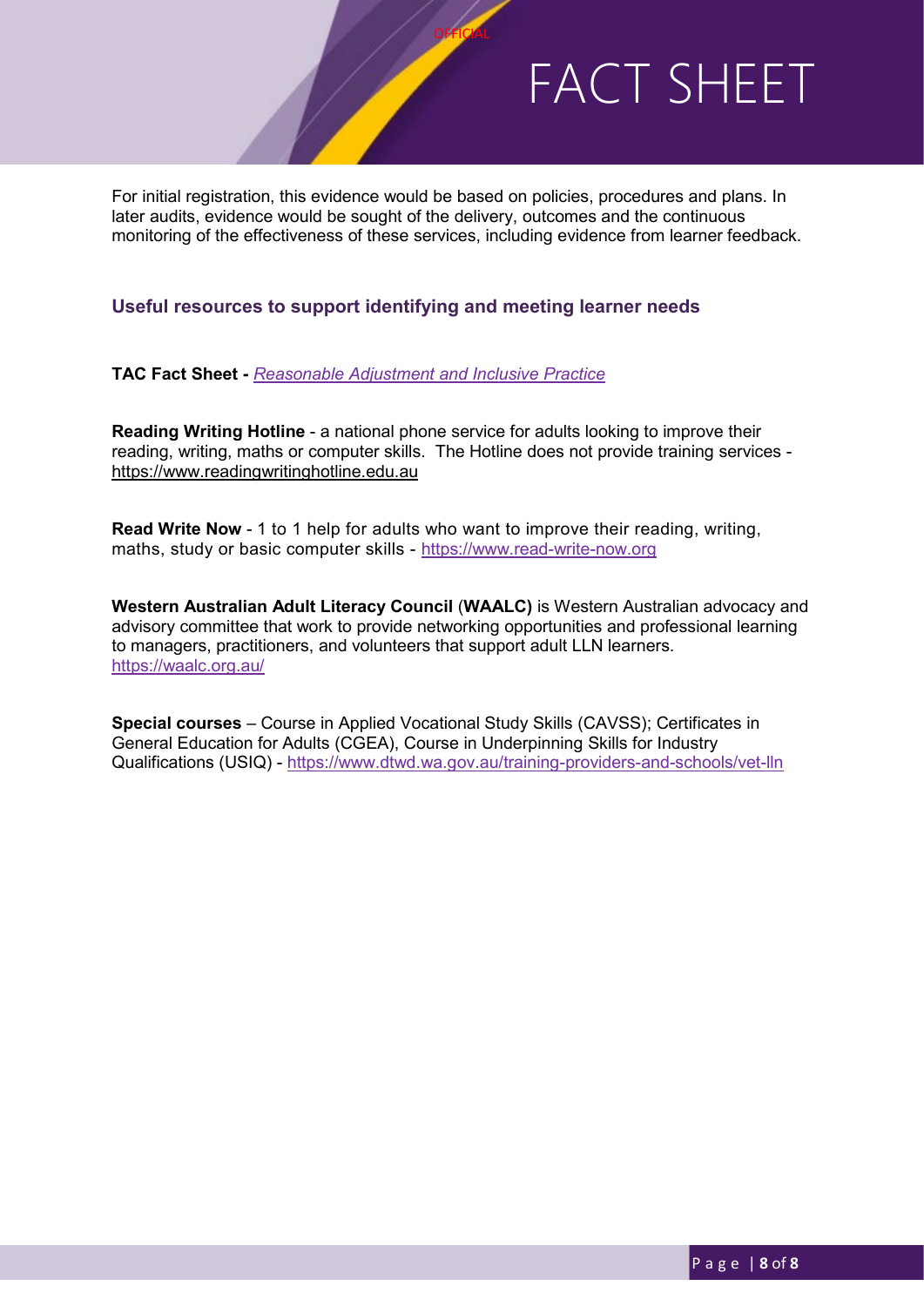For initial registration, this evidence would be based on policies, procedures and plans. In later audits, evidence would be sought of the delivery, outcomes and the continuous monitoring of the effectiveness of these services, including evidence from learner feedback.

## Useful resources to support identifying and meeting learner needs

**TAC Fact Sheet -** *Reasonable Adjustment and Inclusive Practice*

**Reading Writing Hotline** - a national phone service for adults looking to improve their reading, writing, maths or computer skills. The Hotline does not provide training services - https://www.readingwritinghotline.edu.au

**Read Write Now** - 1 to 1 help for adults who want to improve their reading, writing, maths, study or basic computer skills - https://www.read-write-now.org

**Western Australian Adult Literacy Council** (**WAALC)** is Western Australian advocacy and advisory committee that work to provide networking opportunities and professional learning to managers, practitioners, and volunteers that support adult LLN learners. https://waalc.org.au/

**Special courses** – Course in Applied Vocational Study Skills (CAVSS); Certificates in General Education for Adults (CGEA), Course in Underpinning Skills for Industry Qualifications (USIQ) - https://www.dtwd.wa.gov.au/training-providers-and-schools/vet-lln